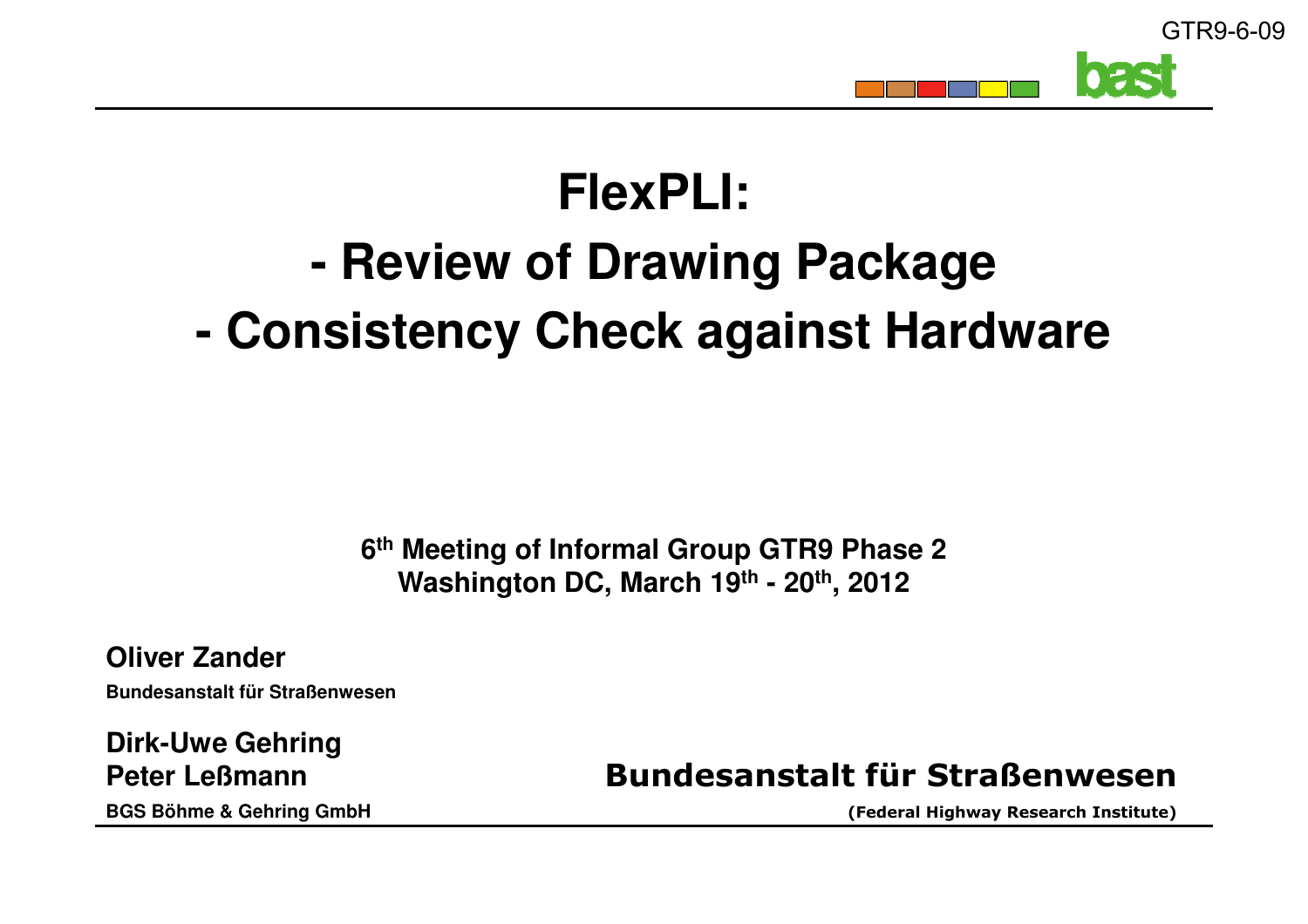GTR9-6-09

# FlexPLI:

# - Review of Drawing Package

# - Consistency Check against Hardware

**6th Meeting of Informal Group GTR9 Phase 2**
**Washington DC, March 19th - 20th, 2012**

**Oliver Zander**
**Bundesanstalt für Straßenwesen**

**Dirk-Uwe Gehring**
**Peter Leßmann**
**BGS Böhme & Gehring GmbH**

**Bundesanstalt für Straßenwesen**
**(Federal Highway Research Institute)**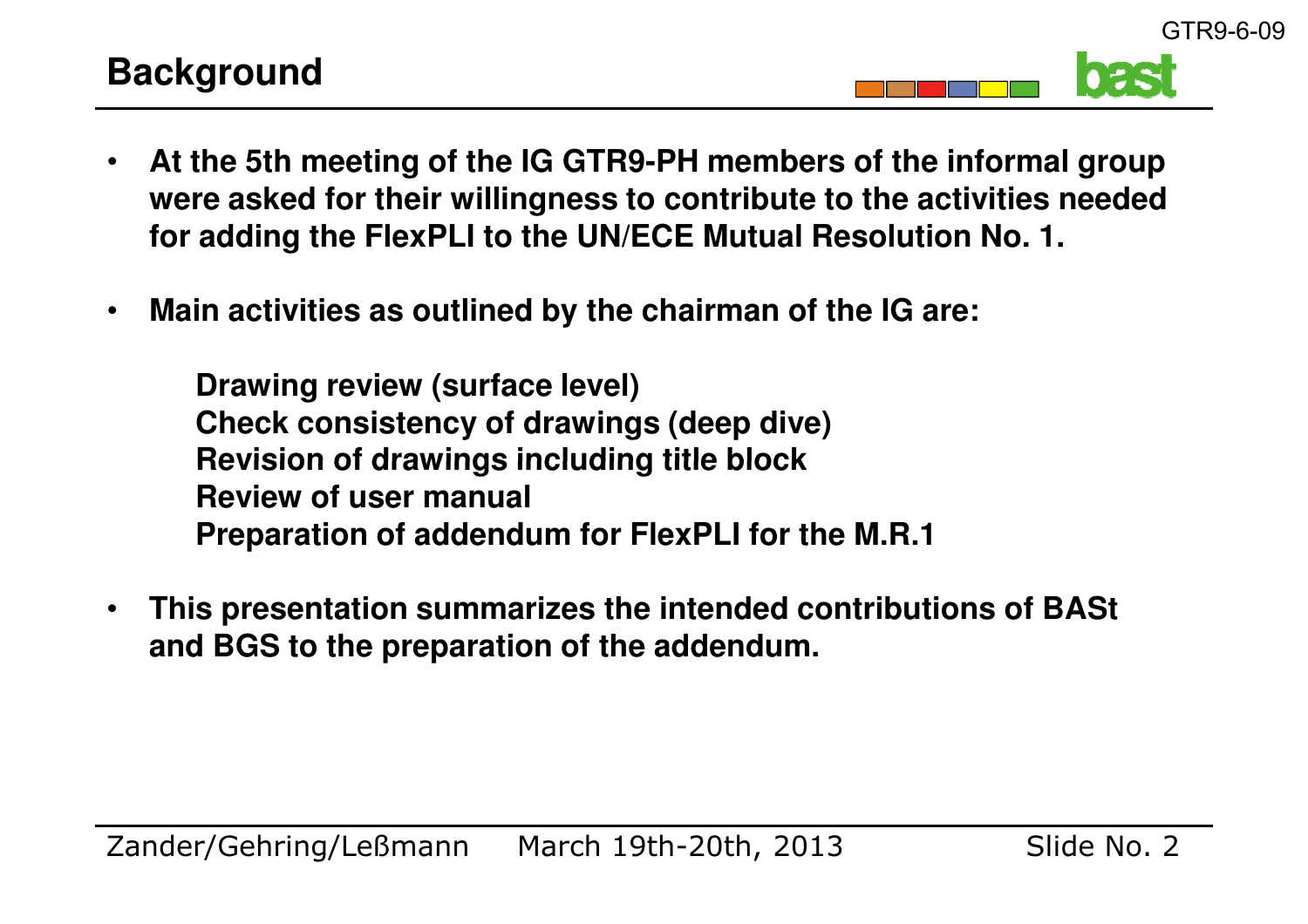# Background

- **At the 5th meeting of the IG GTR9-PH members of the informal group were asked for their willingness to contribute to the activities needed for adding the FlexPLI to the UN/ECE Mutual Resolution No. 1.**

- **Main activities as outlined by the chairman of the IG are:**

  **Drawing review (surface level)**
  **Check consistency of drawings (deep dive)**
  **Revision of drawings including title block**
  **Review of user manual**
  **Preparation of addendum for FlexPLI for the M.R.1**

- **This presentation summarizes the intended contributions of BASt and BGS to the preparation of the addendum.**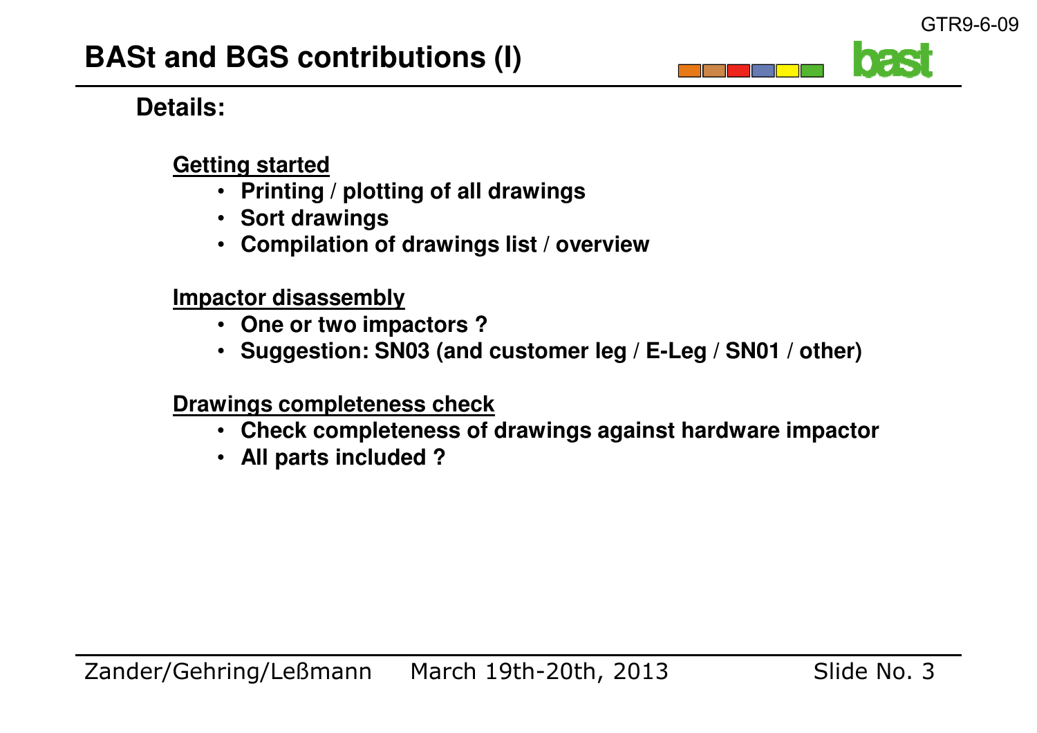# BASt and BGS contributions (I)

**Details:**

**Getting started**

- **Printing / plotting of all drawings**
- **Sort drawings**
- **Compilation of drawings list / overview**

**Impactor disassembly**

- **One or two impactors ?**
- **Suggestion: SN03 (and customer leg / E-Leg / SN01 / other)**

**Drawings completeness check**

- **Check completeness of drawings against hardware impactor**
- **All parts included ?**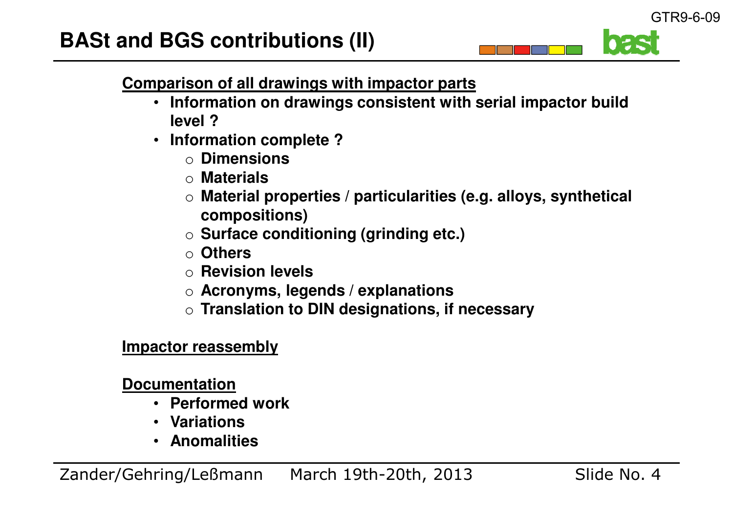# BASt and BGS contributions (II)

**Comparison of all drawings with impactor parts**

- **Information on drawings consistent with serial impactor build level ?**
- **Information complete ?**
  - **Dimensions**
  - **Materials**
  - **Material properties / particularities (e.g. alloys, synthetical compositions)**
  - **Surface conditioning (grinding etc.)**
  - **Others**
  - **Revision levels**
  - **Acronyms, legends / explanations**
  - **Translation to DIN designations, if necessary**

**Impactor reassembly**

**Documentation**

- **Performed work**
- **Variations**
- **Anomalities**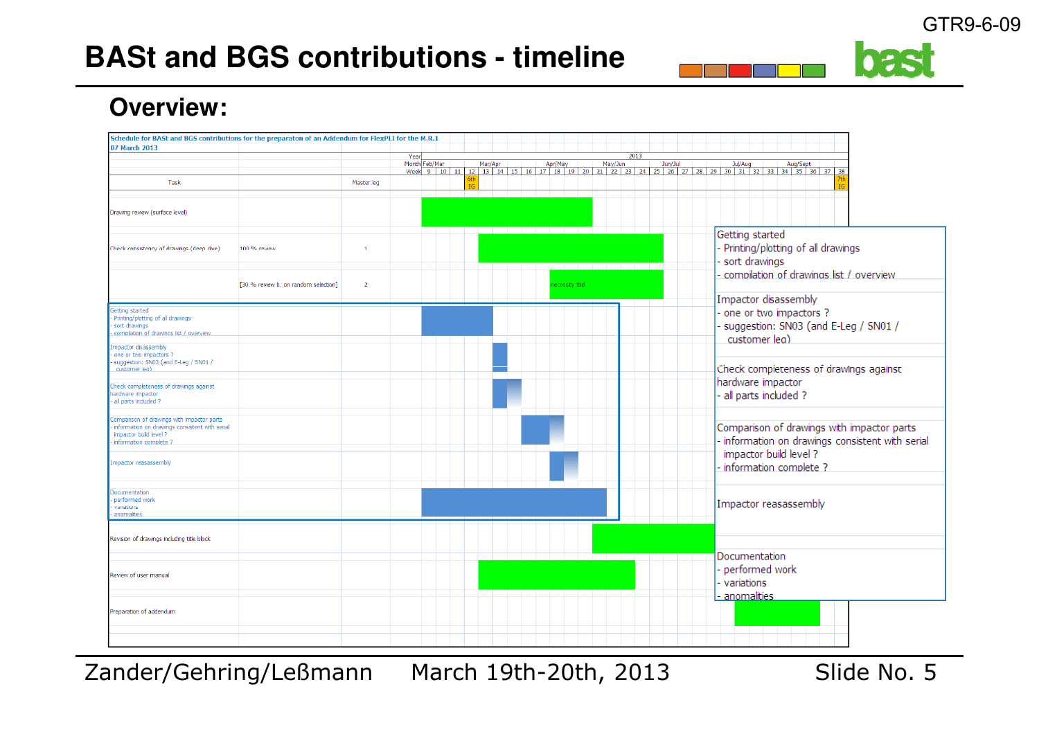# BASt and BGS contributions - timeline

## Overview:

Schedule for BASt and BGS contributions for the preparaton of an Addendum for FlexPLI for the M.R.1
07 March 2013

| Task | | Master leg | Weeks 9–38 (2013) |
|---|---|---|---|
| Drawing review (surface level) | | | Weeks 9–20 |
| Check consistency of drawings (deep dive) | 100 % review | 1 | Weeks 13–25 |
| | [30 % review b. on random selection] | 2 | Weeks 18–25 (necessity tbd) |
| Getting started<br>- Printing/plotting of all drawings<br>- sort drawings<br>- compilation of drawings list / overview | | | Weeks 9–13 |
| Impactor disassembly<br>- one or two impactors ?<br>- suggestion: SN03 (and E-Leg / SN01 / customer leg) | | | Week 14 |
| Check completeness of drawings against hardware impactor<br>- all parts included ? | | | Weeks 14–15 |
| Comparison of drawings with impactor parts<br>- information on drawings consistent with serial impactor build level ?<br>- information complete ? | | | Weeks 16–18 |
| Impactor reassassembly | | | Weeks 17–18 |
| Documentation<br>- performed work<br>- variations<br>- anomalties | | | Weeks 9–21 |
| Revision of drawings including title block | | | Weeks 21–29 |
| Review of user manual | | | Weeks 13–23 |
| Preparation of addendum | | | Weeks 31–36 |

6th IG: week 12; 7th IG: week 38

Getting started
- Printing/plotting of all drawings
- sort drawings
- compilation of drawings list / overview

Impactor disassembly
- one or two impactors ?
- suggestion: SN03 (and E-Leg / SN01 / customer leg)

Check completeness of drawings against hardware impactor
- all parts included ?

Comparison of drawings with impactor parts
- information on drawings consistent with serial impactor build level ?
- information complete ?

Impactor reassassembly

Documentation
- performed work
- variations
- anomalties

Zander/Gehring/Leßmann March 19th-20th, 2013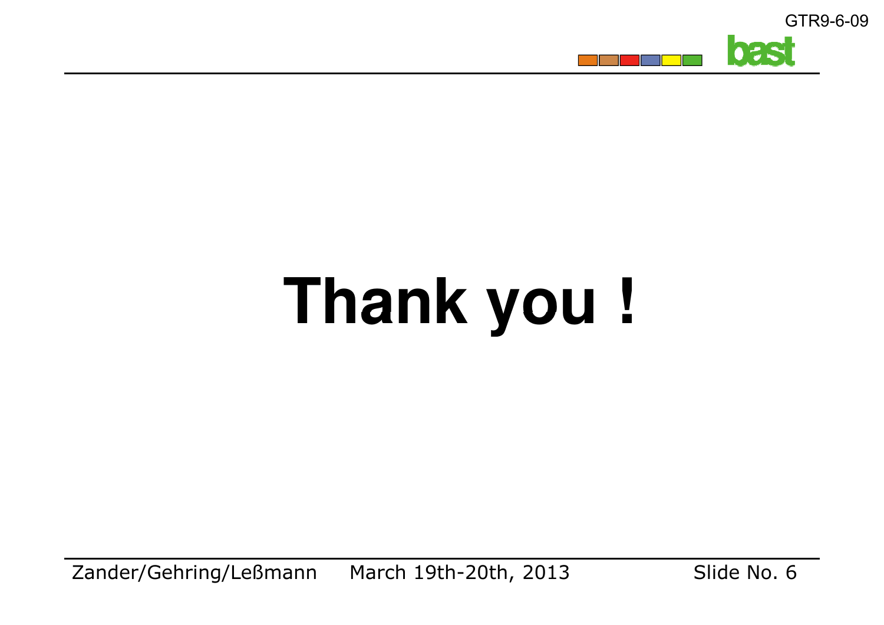# Thank you !